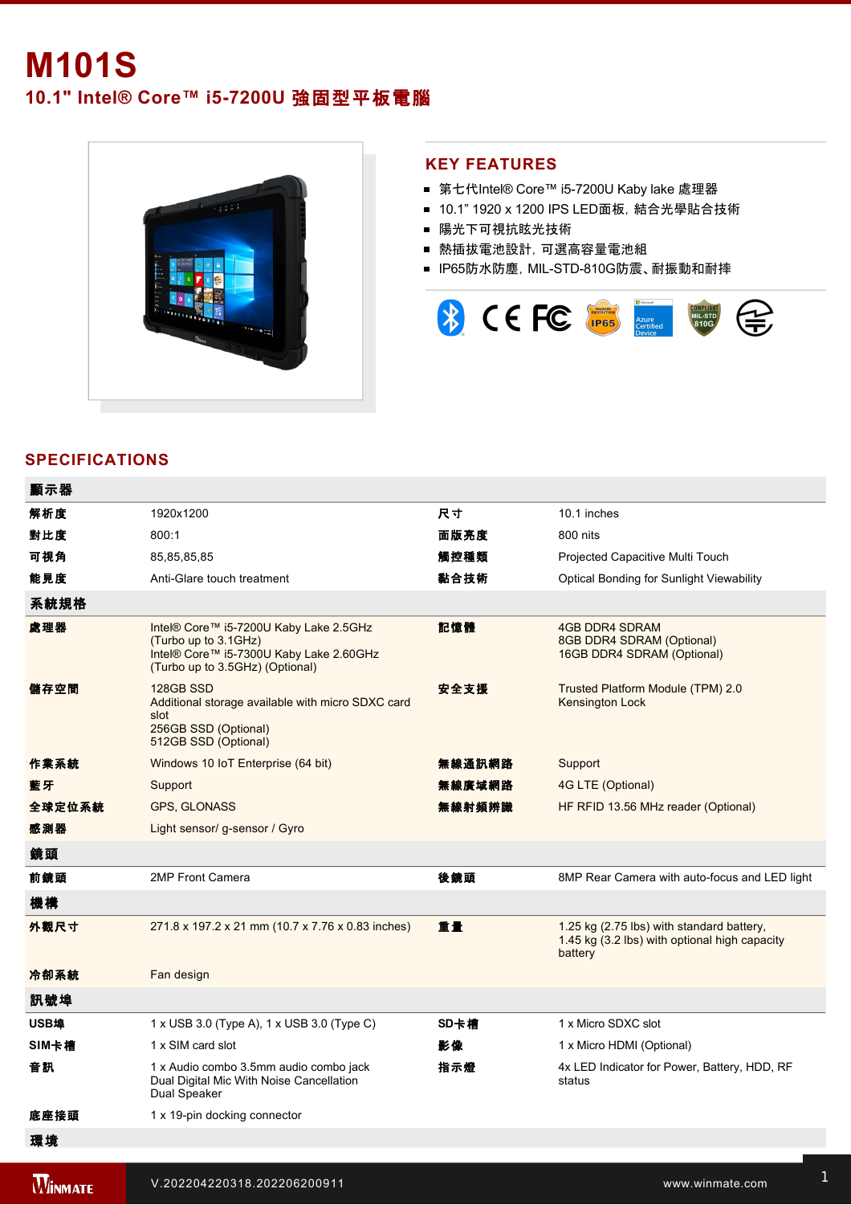# M101S

## 10.1" Intel® Core™ i5-7200U 強固型平板電腦

## KEY FEATURES

- 第七代Intel® Core™ i5-7200U Kaby lake 處理器
- 10.1" 1920 x 1200 IPS LED面板，結合光學貼合技術
- 陽光下可視抗眩光技術
- 熱插拔電池設計，可選高容量電池組
- IP65防水防塵，MIL-STD-810G防震、耐振動和耐摔

## SPECIFICATIONS

| 顯示器 | | | |
|---|---|---|---|
| 解析度 | 1920x1200 | 尺寸 | 10.1 inches |
| 對比度 | 800:1 | 面版亮度 | 800 nits |
| 可視角 | 85,85,85,85 | 觸控種類 | Projected Capacitive Multi Touch |
| 能見度 | Anti-Glare touch treatment | 黏合技術 | Optical Bonding for Sunlight Viewability |
| **系統規格** | | | |
| 處理器 | Intel® Core™ i5-7200U Kaby Lake 2.5GHz (Turbo up to 3.1GHz)<br>Intel® Core™ i5-7300U Kaby Lake 2.60GHz (Turbo up to 3.5GHz) (Optional) | 記憶體 | 4GB DDR4 SDRAM<br>8GB DDR4 SDRAM (Optional)<br>16GB DDR4 SDRAM (Optional) |
| 儲存空間 | 128GB SSD<br>Additional storage available with micro SDXC card slot<br>256GB SSD (Optional)<br>512GB SSD (Optional) | 安全支援 | Trusted Platform Module (TPM) 2.0<br>Kensington Lock |
| 作業系統 | Windows 10 IoT Enterprise (64 bit) | 無線通訊網路 | Support |
| 藍牙 | Support | 無線廣域網路 | 4G LTE (Optional) |
| 全球定位系統 | GPS, GLONASS | 無線射頻辨識 | HF RFID 13.56 MHz reader (Optional) |
| 感測器 | Light sensor/ g-sensor / Gyro | | |
| **鏡頭** | | | |
| 前鏡頭 | 2MP Front Camera | 後鏡頭 | 8MP Rear Camera with auto-focus and LED light |
| **機構** | | | |
| 外觀尺寸 | 271.8 x 197.2 x 21 mm (10.7 x 7.76 x 0.83 inches) | 重量 | 1.25 kg (2.75 lbs) with standard battery,<br>1.45 kg (3.2 lbs) with optional high capacity battery |
| 冷卻系統 | Fan design | | |
| **訊號埠** | | | |
| USB埠 | 1 x USB 3.0 (Type A), 1 x USB 3.0 (Type C) | SD卡槽 | 1 x Micro SDXC slot |
| SIM卡槽 | 1 x SIM card slot | 影像 | 1 x Micro HDMI (Optional) |
| 音訊 | 1 x Audio combo 3.5mm audio combo jack<br>Dual Digital Mic With Noise Cancellation<br>Dual Speaker | 指示燈 | 4x LED Indicator for Power, Battery, HDD, RF status |
| 底座接頭 | 1 x 19-pin docking connector | | |
| **環境** | | | |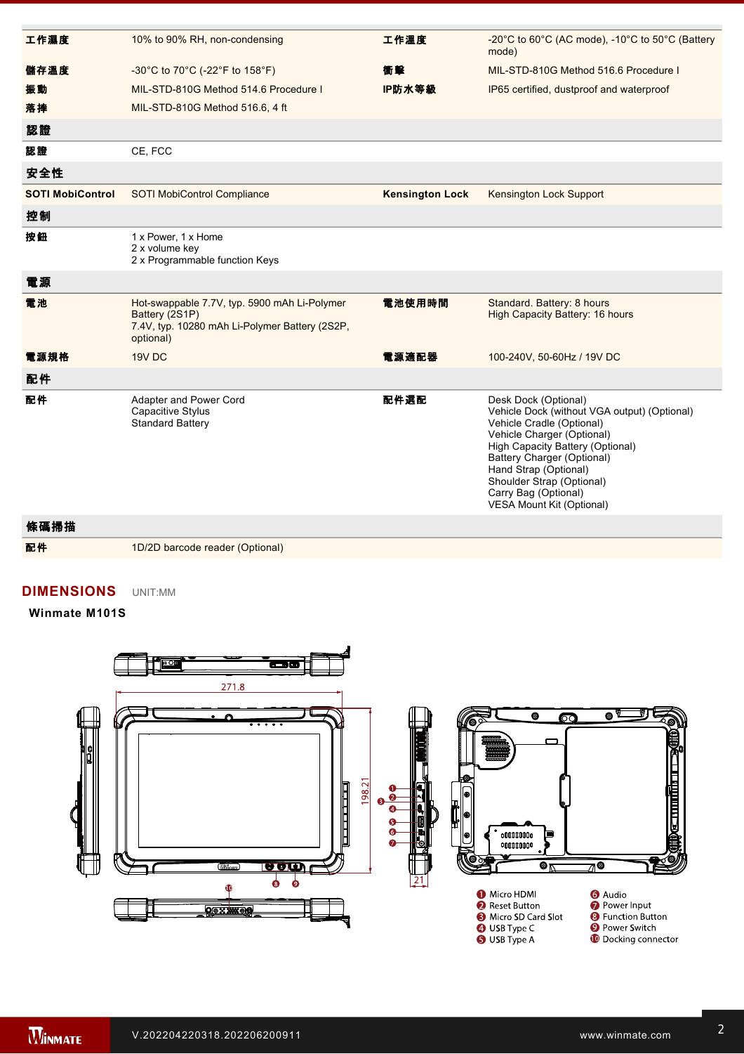| | | | |
|---|---|---|---|
| 工作濕度 | 10% to 90% RH, non-condensing | 工作溫度 | -20°C to 60°C (AC mode), -10°C to 50°C (Battery mode) |
| 儲存溫度 | -30°C to 70°C (-22°F to 158°F) | 衝擊 | MIL-STD-810G Method 516.6 Procedure I |
| 振動 | MIL-STD-810G Method 514.6 Procedure I | IP防水等級 | IP65 certified, dustproof and waterproof |
| 落摔 | MIL-STD-810G Method 516.6, 4 ft | | |
| **認證** | | | |
| 認證 | CE, FCC | | |
| **安全性** | | | |
| SOTI MobiControl | SOTI MobiControl Compliance | Kensington Lock | Kensington Lock Support |
| **控制** | | | |
| 按鈕 | 1 x Power, 1 x Home<br>2 x volume key<br>2 x Programmable function Keys | | |
| **電源** | | | |
| 電池 | Hot-swappable 7.7V, typ. 5900 mAh Li-Polymer Battery (2S1P)<br>7.4V, typ. 10280 mAh Li-Polymer Battery (2S2P, optional) | 電池使用時間 | Standard. Battery: 8 hours<br>High Capacity Battery: 16 hours |
| 電源規格 | 19V DC | 電源適配器 | 100-240V, 50-60Hz / 19V DC |
| **配件** | | | |
| 配件 | Adapter and Power Cord<br>Capacitive Stylus<br>Standard Battery | 配件選配 | Desk Dock (Optional)<br>Vehicle Dock (without VGA output) (Optional)<br>Vehicle Cradle (Optional)<br>Vehicle Charger (Optional)<br>High Capacity Battery (Optional)<br>Battery Charger (Optional)<br>Hand Strap (Optional)<br>Shoulder Strap (Optional)<br>Carry Bag (Optional)<br>VESA Mount Kit (Optional) |
| **條碼掃描** | | | |
| 配件 | 1D/2D barcode reader (Optional) | | |

## DIMENSIONS UNIT:MM

**Winmate M101S**

271.8

198.21

21

1. Micro HDMI
2. Reset Button
3. Micro SD Card Slot
4. USB Type C
5. USB Type A
6. Audio
7. Power Input
8. Function Button
9. Power Switch
10. Docking connector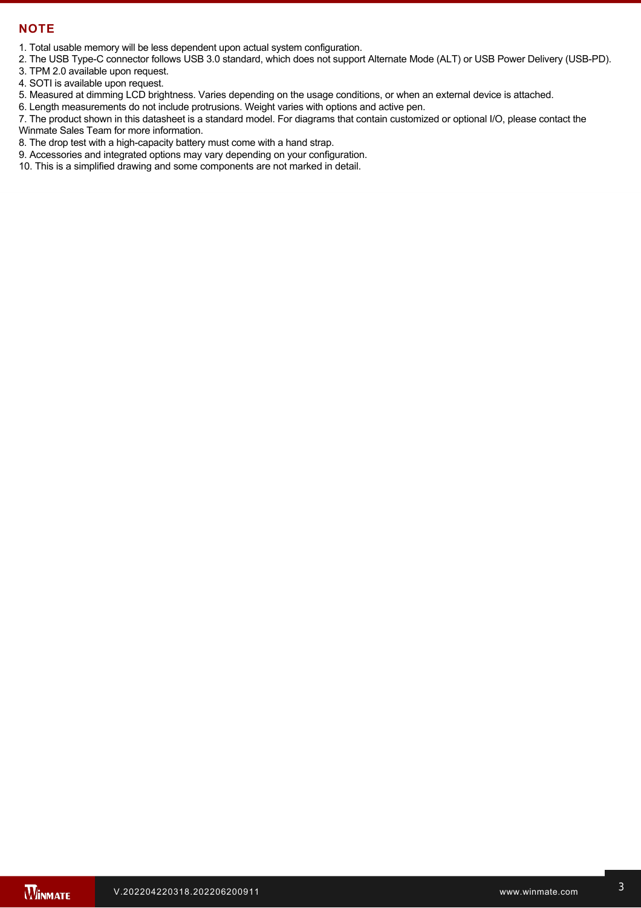## NOTE

1. Total usable memory will be less dependent upon actual system configuration.
2. The USB Type-C connector follows USB 3.0 standard, which does not support Alternate Mode (ALT) or USB Power Delivery (USB-PD).
3. TPM 2.0 available upon request.
4. SOTI is available upon request.
5. Measured at dimming LCD brightness. Varies depending on the usage conditions, or when an external device is attached.
6. Length measurements do not include protrusions. Weight varies with options and active pen.
7. The product shown in this datasheet is a standard model. For diagrams that contain customized or optional I/O, please contact the Winmate Sales Team for more information.
8. The drop test with a high-capacity battery must come with a hand strap.
9. Accessories and integrated options may vary depending on your configuration.
10. This is a simplified drawing and some components are not marked in detail.